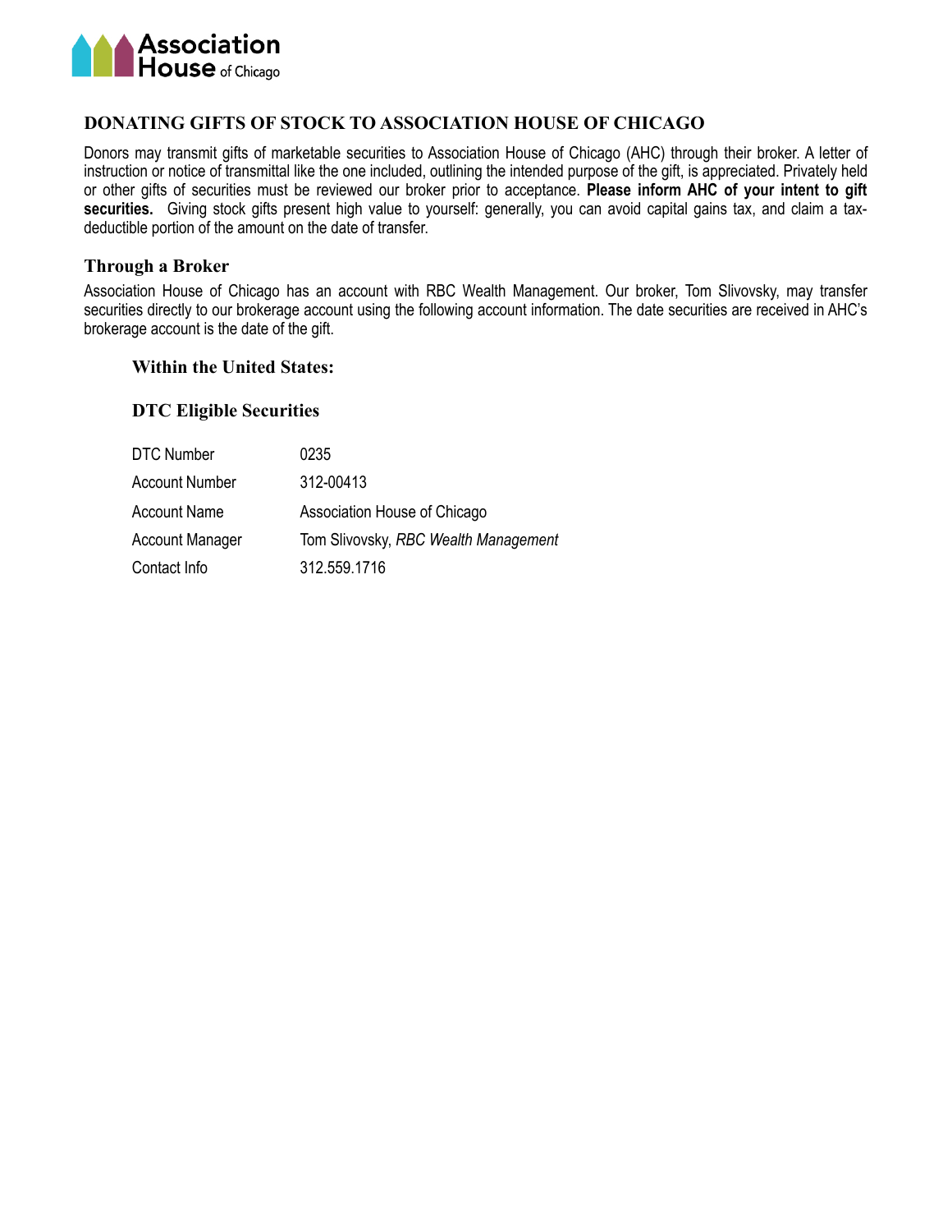Association House of Chicago

## DONATING GIFTS OF STOCK TO ASSOCIATION HOUSE OF CHICAGO

Donors may transmit gifts of marketable securities to Association House of Chicago (AHC) through their broker. A letter of instruction or notice of transmittal like the one included, outlining the intended purpose of the gift, is appreciated. Privately held or other gifts of securities must be reviewed our broker prior to acceptance. **Please inform AHC of your intent to gift securities.** Giving stock gifts present high value to yourself: generally, you can avoid capital gains tax, and claim a tax-deductible portion of the amount on the date of transfer.

### Through a Broker

Association House of Chicago has an account with RBC Wealth Management. Our broker, Tom Slivovsky, may transfer securities directly to our brokerage account using the following account information. The date securities are received in AHC's brokerage account is the date of the gift.

#### Within the United States:

#### DTC Eligible Securities

| | |
|---|---|
| DTC Number | 0235 |
| Account Number | 312-00413 |
| Account Name | Association House of Chicago |
| Account Manager | Tom Slivovsky, *RBC Wealth Management* |
| Contact Info | 312.559.1716 |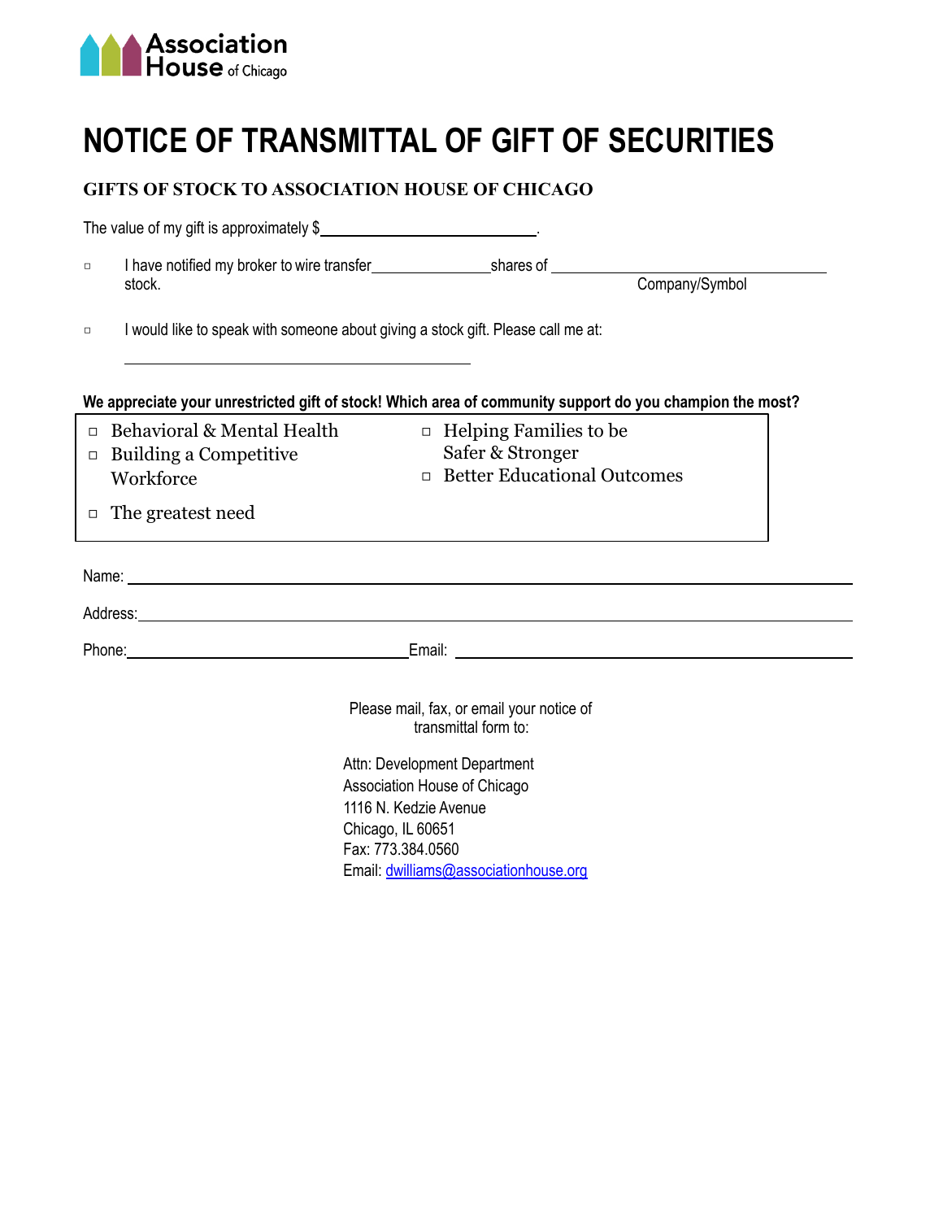Association House of Chicago

# NOTICE OF TRANSMITTAL OF GIFT OF SECURITIES

## GIFTS OF STOCK TO ASSOCIATION HOUSE OF CHICAGO

The value of my gift is approximately $\_\_\_\_\_\_\_\_\_\_\_\_\_\_\_\_\_\_\_\_\_\_\_\_.

- ▫ I have notified my broker to wire transfer\_\_\_\_\_\_\_\_\_\_\_\_\_\_shares of \_\_\_\_\_\_\_\_\_\_\_\_\_\_\_\_\_\_\_\_\_\_\_\_\_\_\_\_\_\_ stock. Company/Symbol

- ▫ I would like to speak with someone about giving a stock gift. Please call me at:

  \_\_\_\_\_\_\_\_\_\_\_\_\_\_\_\_\_\_\_\_\_\_\_\_\_\_\_\_\_\_\_\_\_\_\_\_\_\_

**We appreciate your unrestricted gift of stock! Which area of community support do you champion the most?**

- ▫ Behavioral & Mental Health
- ▫ Building a Competitive Workforce
- ▫ The greatest need
- ▫ Helping Families to be Safer & Stronger
- ▫ Better Educational Outcomes

Name: \_\_\_\_\_\_\_\_\_\_\_\_\_\_\_\_\_\_\_\_\_\_\_\_\_\_\_\_\_\_\_\_\_\_\_\_\_\_\_\_\_\_\_\_\_\_\_\_\_\_\_\_\_\_\_\_\_\_\_\_\_\_\_\_

Address: \_\_\_\_\_\_\_\_\_\_\_\_\_\_\_\_\_\_\_\_\_\_\_\_\_\_\_\_\_\_\_\_\_\_\_\_\_\_\_\_\_\_\_\_\_\_\_\_\_\_\_\_\_\_\_\_\_\_\_\_\_\_

Phone: \_\_\_\_\_\_\_\_\_\_\_\_\_\_\_\_\_\_\_\_\_\_\_\_\_\_\_\_ Email: \_\_\_\_\_\_\_\_\_\_\_\_\_\_\_\_\_\_\_\_\_\_\_\_\_\_\_\_\_\_\_\_\_\_\_\_

Please mail, fax, or email your notice of transmittal form to:

Attn: Development Department
Association House of Chicago
1116 N. Kedzie Avenue
Chicago, IL 60651
Fax: 773.384.0560
Email: dwilliams@associationhouse.org